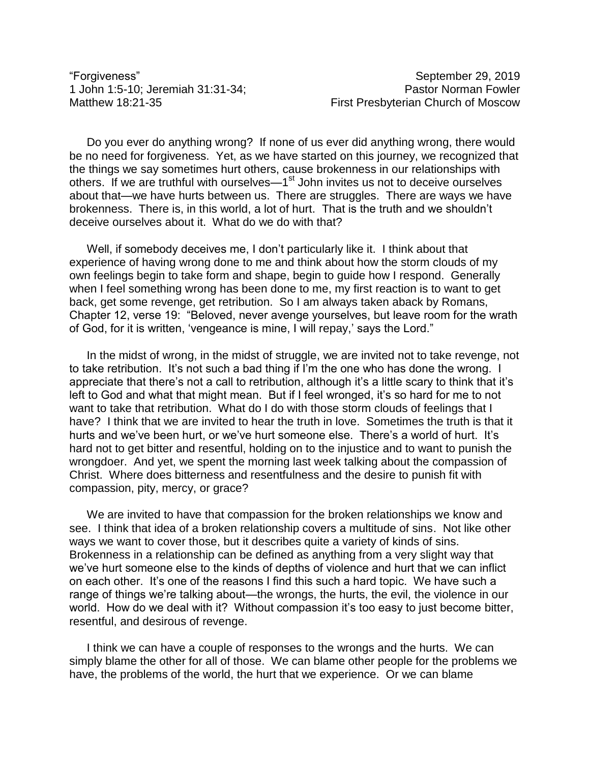“Forgiveness” September 29, 2019
1 John 1:5-10; Jeremiah 31:31-34; Pastor Norman Fowler
Matthew 18:21-35 First Presbyterian Church of Moscow

Do you ever do anything wrong? If none of us ever did anything wrong, there would be no need for forgiveness. Yet, as we have started on this journey, we recognized that the things we say sometimes hurt others, cause brokenness in our relationships with others. If we are truthful with ourselves—1st John invites us not to deceive ourselves about that—we have hurts between us. There are struggles. There are ways we have brokenness. There is, in this world, a lot of hurt. That is the truth and we shouldn’t deceive ourselves about it. What do we do with that?

Well, if somebody deceives me, I don’t particularly like it. I think about that experience of having wrong done to me and think about how the storm clouds of my own feelings begin to take form and shape, begin to guide how I respond. Generally when I feel something wrong has been done to me, my first reaction is to want to get back, get some revenge, get retribution. So I am always taken aback by Romans, Chapter 12, verse 19: “Beloved, never avenge yourselves, but leave room for the wrath of God, for it is written, ‘vengeance is mine, I will repay,’ says the Lord.”

In the midst of wrong, in the midst of struggle, we are invited not to take revenge, not to take retribution. It’s not such a bad thing if I’m the one who has done the wrong. I appreciate that there’s not a call to retribution, although it’s a little scary to think that it’s left to God and what that might mean. But if I feel wronged, it’s so hard for me to not want to take that retribution. What do I do with those storm clouds of feelings that I have? I think that we are invited to hear the truth in love. Sometimes the truth is that it hurts and we’ve been hurt, or we’ve hurt someone else. There’s a world of hurt. It’s hard not to get bitter and resentful, holding on to the injustice and to want to punish the wrongdoer. And yet, we spent the morning last week talking about the compassion of Christ. Where does bitterness and resentfulness and the desire to punish fit with compassion, pity, mercy, or grace?

We are invited to have that compassion for the broken relationships we know and see. I think that idea of a broken relationship covers a multitude of sins. Not like other ways we want to cover those, but it describes quite a variety of kinds of sins. Brokenness in a relationship can be defined as anything from a very slight way that we’ve hurt someone else to the kinds of depths of violence and hurt that we can inflict on each other. It’s one of the reasons I find this such a hard topic. We have such a range of things we’re talking about—the wrongs, the hurts, the evil, the violence in our world. How do we deal with it? Without compassion it’s too easy to just become bitter, resentful, and desirous of revenge.

I think we can have a couple of responses to the wrongs and the hurts. We can simply blame the other for all of those. We can blame other people for the problems we have, the problems of the world, the hurt that we experience. Or we can blame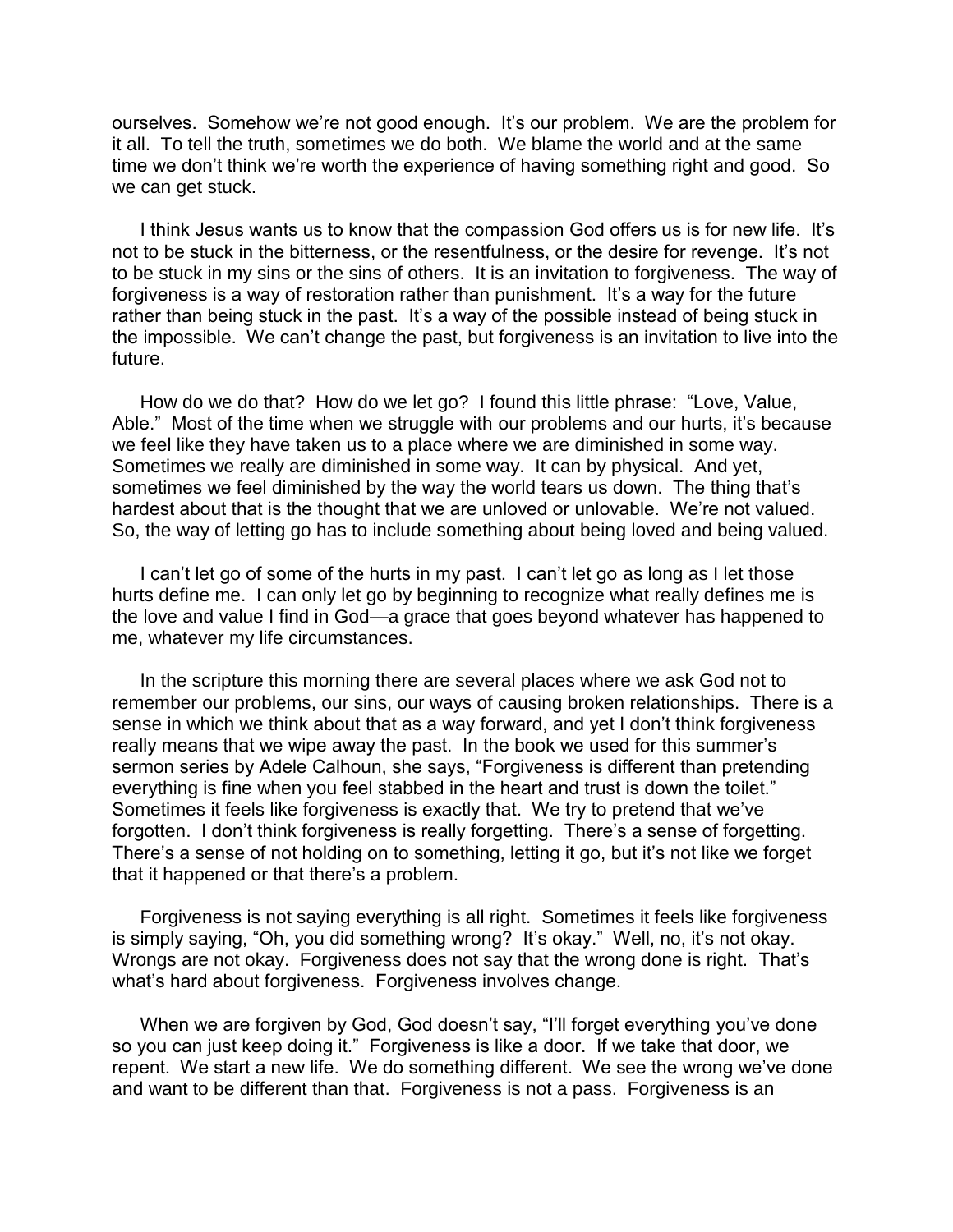ourselves. Somehow we're not good enough. It's our problem. We are the problem for it all. To tell the truth, sometimes we do both. We blame the world and at the same time we don't think we're worth the experience of having something right and good. So we can get stuck.

I think Jesus wants us to know that the compassion God offers us is for new life. It's not to be stuck in the bitterness, or the resentfulness, or the desire for revenge. It's not to be stuck in my sins or the sins of others. It is an invitation to forgiveness. The way of forgiveness is a way of restoration rather than punishment. It's a way for the future rather than being stuck in the past. It's a way of the possible instead of being stuck in the impossible. We can't change the past, but forgiveness is an invitation to live into the future.

How do we do that? How do we let go? I found this little phrase: "Love, Value, Able." Most of the time when we struggle with our problems and our hurts, it's because we feel like they have taken us to a place where we are diminished in some way. Sometimes we really are diminished in some way. It can by physical. And yet, sometimes we feel diminished by the way the world tears us down. The thing that's hardest about that is the thought that we are unloved or unlovable. We're not valued. So, the way of letting go has to include something about being loved and being valued.

I can't let go of some of the hurts in my past. I can't let go as long as I let those hurts define me. I can only let go by beginning to recognize what really defines me is the love and value I find in God—a grace that goes beyond whatever has happened to me, whatever my life circumstances.

In the scripture this morning there are several places where we ask God not to remember our problems, our sins, our ways of causing broken relationships. There is a sense in which we think about that as a way forward, and yet I don't think forgiveness really means that we wipe away the past. In the book we used for this summer's sermon series by Adele Calhoun, she says, "Forgiveness is different than pretending everything is fine when you feel stabbed in the heart and trust is down the toilet." Sometimes it feels like forgiveness is exactly that. We try to pretend that we've forgotten. I don't think forgiveness is really forgetting. There's a sense of forgetting. There's a sense of not holding on to something, letting it go, but it's not like we forget that it happened or that there's a problem.

Forgiveness is not saying everything is all right. Sometimes it feels like forgiveness is simply saying, "Oh, you did something wrong? It's okay." Well, no, it's not okay. Wrongs are not okay. Forgiveness does not say that the wrong done is right. That's what's hard about forgiveness. Forgiveness involves change.

When we are forgiven by God, God doesn't say, "I'll forget everything you've done so you can just keep doing it." Forgiveness is like a door. If we take that door, we repent. We start a new life. We do something different. We see the wrong we've done and want to be different than that. Forgiveness is not a pass. Forgiveness is an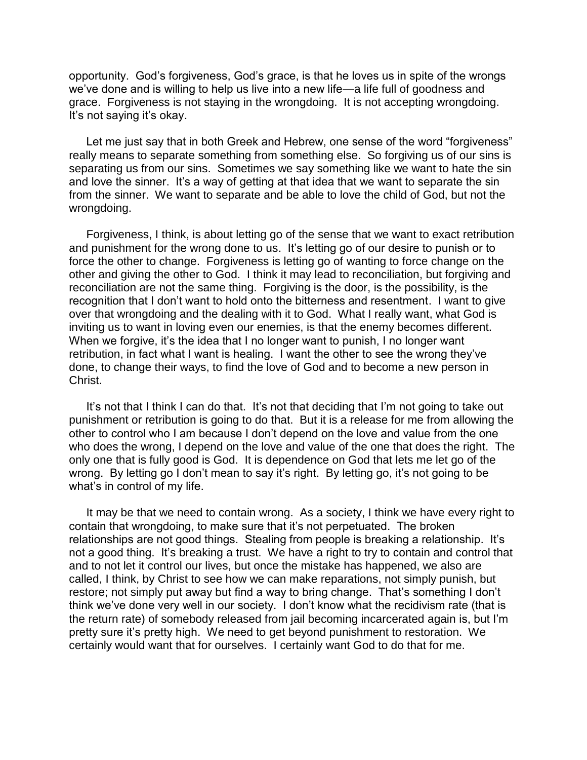opportunity. God's forgiveness, God's grace, is that he loves us in spite of the wrongs we've done and is willing to help us live into a new life—a life full of goodness and grace. Forgiveness is not staying in the wrongdoing. It is not accepting wrongdoing. It's not saying it's okay.

Let me just say that in both Greek and Hebrew, one sense of the word "forgiveness" really means to separate something from something else. So forgiving us of our sins is separating us from our sins. Sometimes we say something like we want to hate the sin and love the sinner. It's a way of getting at that idea that we want to separate the sin from the sinner. We want to separate and be able to love the child of God, but not the wrongdoing.

Forgiveness, I think, is about letting go of the sense that we want to exact retribution and punishment for the wrong done to us. It's letting go of our desire to punish or to force the other to change. Forgiveness is letting go of wanting to force change on the other and giving the other to God. I think it may lead to reconciliation, but forgiving and reconciliation are not the same thing. Forgiving is the door, is the possibility, is the recognition that I don't want to hold onto the bitterness and resentment. I want to give over that wrongdoing and the dealing with it to God. What I really want, what God is inviting us to want in loving even our enemies, is that the enemy becomes different. When we forgive, it's the idea that I no longer want to punish, I no longer want retribution, in fact what I want is healing. I want the other to see the wrong they've done, to change their ways, to find the love of God and to become a new person in Christ.

It's not that I think I can do that. It's not that deciding that I'm not going to take out punishment or retribution is going to do that. But it is a release for me from allowing the other to control who I am because I don't depend on the love and value from the one who does the wrong, I depend on the love and value of the one that does the right. The only one that is fully good is God. It is dependence on God that lets me let go of the wrong. By letting go I don't mean to say it's right. By letting go, it's not going to be what's in control of my life.

It may be that we need to contain wrong. As a society, I think we have every right to contain that wrongdoing, to make sure that it's not perpetuated. The broken relationships are not good things. Stealing from people is breaking a relationship. It's not a good thing. It's breaking a trust. We have a right to try to contain and control that and to not let it control our lives, but once the mistake has happened, we also are called, I think, by Christ to see how we can make reparations, not simply punish, but restore; not simply put away but find a way to bring change. That's something I don't think we've done very well in our society. I don't know what the recidivism rate (that is the return rate) of somebody released from jail becoming incarcerated again is, but I'm pretty sure it's pretty high. We need to get beyond punishment to restoration. We certainly would want that for ourselves. I certainly want God to do that for me.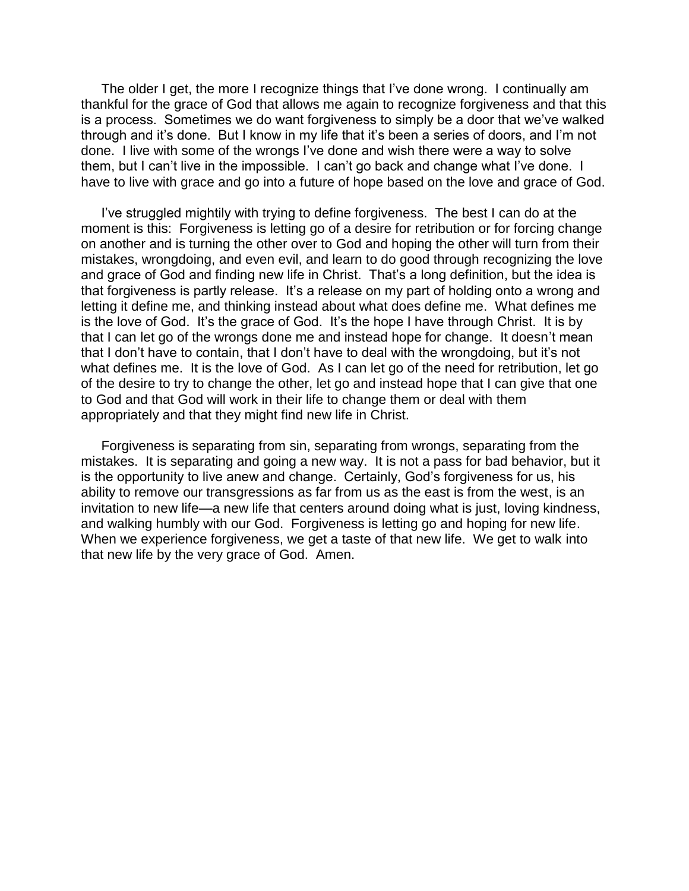The older I get, the more I recognize things that I've done wrong. I continually am thankful for the grace of God that allows me again to recognize forgiveness and that this is a process. Sometimes we do want forgiveness to simply be a door that we've walked through and it's done. But I know in my life that it's been a series of doors, and I'm not done. I live with some of the wrongs I've done and wish there were a way to solve them, but I can't live in the impossible. I can't go back and change what I've done. I have to live with grace and go into a future of hope based on the love and grace of God.

I've struggled mightily with trying to define forgiveness. The best I can do at the moment is this: Forgiveness is letting go of a desire for retribution or for forcing change on another and is turning the other over to God and hoping the other will turn from their mistakes, wrongdoing, and even evil, and learn to do good through recognizing the love and grace of God and finding new life in Christ. That's a long definition, but the idea is that forgiveness is partly release. It's a release on my part of holding onto a wrong and letting it define me, and thinking instead about what does define me. What defines me is the love of God. It's the grace of God. It's the hope I have through Christ. It is by that I can let go of the wrongs done me and instead hope for change. It doesn't mean that I don't have to contain, that I don't have to deal with the wrongdoing, but it's not what defines me. It is the love of God. As I can let go of the need for retribution, let go of the desire to try to change the other, let go and instead hope that I can give that one to God and that God will work in their life to change them or deal with them appropriately and that they might find new life in Christ.

Forgiveness is separating from sin, separating from wrongs, separating from the mistakes. It is separating and going a new way. It is not a pass for bad behavior, but it is the opportunity to live anew and change. Certainly, God's forgiveness for us, his ability to remove our transgressions as far from us as the east is from the west, is an invitation to new life—a new life that centers around doing what is just, loving kindness, and walking humbly with our God. Forgiveness is letting go and hoping for new life. When we experience forgiveness, we get a taste of that new life. We get to walk into that new life by the very grace of God. Amen.